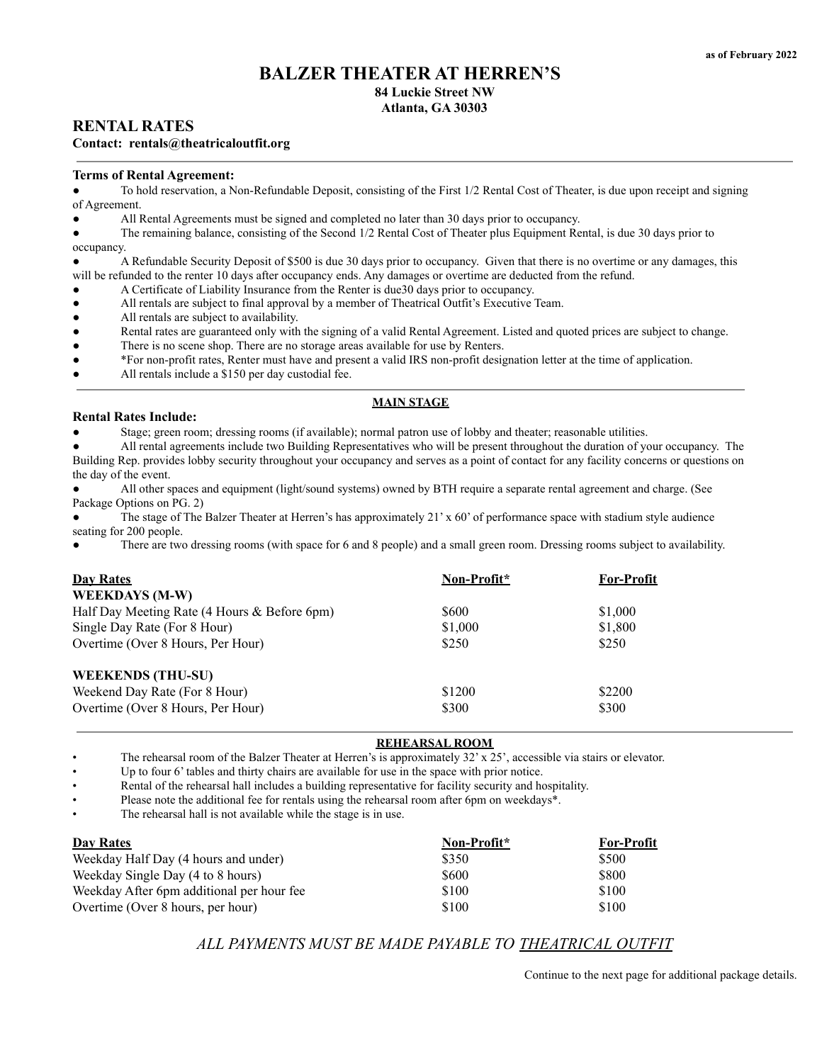as of February 2022

# BALZER THEATER AT HERREN'S

**84 Luckie Street NW**
**Atlanta, GA 30303**

## RENTAL RATES

**Contact: rentals@theatricaloutfit.org**

---

**Terms of Rental Agreement:**

- To hold reservation, a Non-Refundable Deposit, consisting of the First 1/2 Rental Cost of Theater, is due upon receipt and signing of Agreement.
- All Rental Agreements must be signed and completed no later than 30 days prior to occupancy.
- The remaining balance, consisting of the Second 1/2 Rental Cost of Theater plus Equipment Rental, is due 30 days prior to occupancy.
- A Refundable Security Deposit of $500 is due 30 days prior to occupancy. Given that there is no overtime or any damages, this will be refunded to the renter 10 days after occupancy ends. Any damages or overtime are deducted from the refund.
- A Certificate of Liability Insurance from the Renter is due30 days prior to occupancy.
- All rentals are subject to final approval by a member of Theatrical Outfit's Executive Team.
- All rentals are subject to availability.
- Rental rates are guaranteed only with the signing of a valid Rental Agreement. Listed and quoted prices are subject to change.
- There is no scene shop. There are no storage areas available for use by Renters.
- *For non-profit rates, Renter must have and present a valid IRS non-profit designation letter at the time of application.
- All rentals include a $150 per day custodial fee.

---

### MAIN STAGE

**Rental Rates Include:**

- Stage; green room; dressing rooms (if available); normal patron use of lobby and theater; reasonable utilities.
- All rental agreements include two Building Representatives who will be present throughout the duration of your occupancy. The Building Rep. provides lobby security throughout your occupancy and serves as a point of contact for any facility concerns or questions on the day of the event.
- All other spaces and equipment (light/sound systems) owned by BTH require a separate rental agreement and charge. (See Package Options on PG. 2)
- The stage of The Balzer Theater at Herren's has approximately 21' x 60' of performance space with stadium style audience seating for 200 people.
- There are two dressing rooms (with space for 6 and 8 people) and a small green room. Dressing rooms subject to availability.

| Day Rates | Non-Profit* | For-Profit |
|---|---|---|
| **WEEKDAYS (M-W)** | | |
| Half Day Meeting Rate (4 Hours & Before 6pm) | $600 | $1,000 |
| Single Day Rate (For 8 Hour) | $1,000 | $1,800 |
| Overtime (Over 8 Hours, Per Hour) | $250 | $250 |
| **WEEKENDS (THU-SU)** | | |
| Weekend Day Rate (For 8 Hour) | $1200 | $2200 |
| Overtime (Over 8 Hours, Per Hour) | $300 | $300 |

---

### REHEARSAL ROOM

- The rehearsal room of the Balzer Theater at Herren's is approximately 32' x 25', accessible via stairs or elevator.
- Up to four 6' tables and thirty chairs are available for use in the space with prior notice.
- Rental of the rehearsal hall includes a building representative for facility security and hospitality.
- Please note the additional fee for rentals using the rehearsal room after 6pm on weekdays*.
- The rehearsal hall is not available while the stage is in use.

| Day Rates | Non-Profit* | For-Profit |
|---|---|---|
| Weekday Half Day (4 hours and under) | $350 | $500 |
| Weekday Single Day (4 to 8 hours) | $600 | $800 |
| Weekday After 6pm additional per hour fee | $100 | $100 |
| Overtime (Over 8 hours, per hour) | $100 | $100 |

*ALL PAYMENTS MUST BE MADE PAYABLE TO THEATRICAL OUTFIT*

Continue to the next page for additional package details.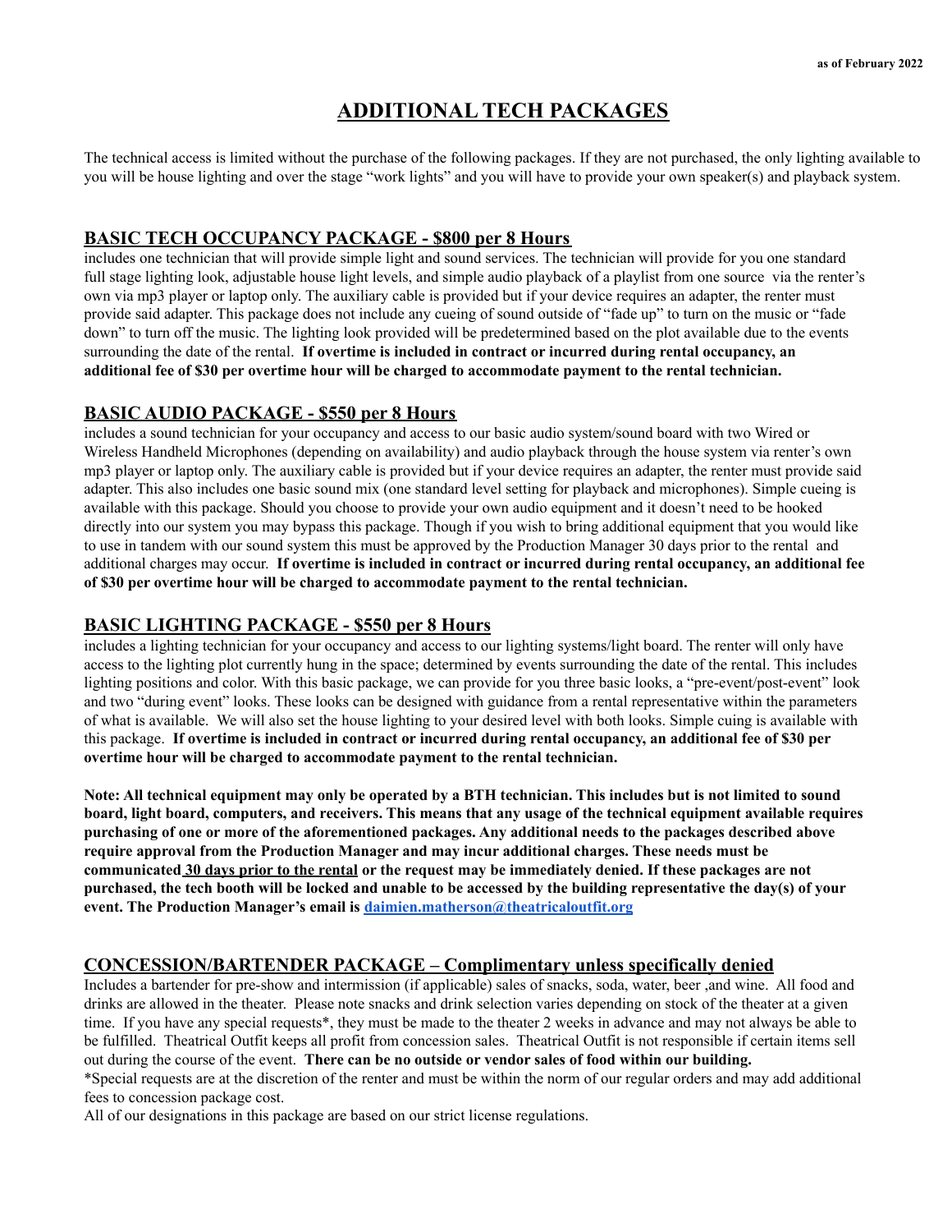as of February 2022

# ADDITIONAL TECH PACKAGES

The technical access is limited without the purchase of the following packages. If they are not purchased, the only lighting available to you will be house lighting and over the stage "work lights" and you will have to provide your own speaker(s) and playback system.

## BASIC TECH OCCUPANCY PACKAGE - $800 per 8 Hours

includes one technician that will provide simple light and sound services. The technician will provide for you one standard full stage lighting look, adjustable house light levels, and simple audio playback of a playlist from one source via the renter's own via mp3 player or laptop only. The auxiliary cable is provided but if your device requires an adapter, the renter must provide said adapter. This package does not include any cueing of sound outside of "fade up" to turn on the music or "fade down" to turn off the music. The lighting look provided will be predetermined based on the plot available due to the events surrounding the date of the rental. **If overtime is included in contract or incurred during rental occupancy, an additional fee of $30 per overtime hour will be charged to accommodate payment to the rental technician.**

## BASIC AUDIO PACKAGE - $550 per 8 Hours

includes a sound technician for your occupancy and access to our basic audio system/sound board with two Wired or Wireless Handheld Microphones (depending on availability) and audio playback through the house system via renter's own mp3 player or laptop only. The auxiliary cable is provided but if your device requires an adapter, the renter must provide said adapter. This also includes one basic sound mix (one standard level setting for playback and microphones). Simple cueing is available with this package. Should you choose to provide your own audio equipment and it doesn't need to be hooked directly into our system you may bypass this package. Though if you wish to bring additional equipment that you would like to use in tandem with our sound system this must be approved by the Production Manager 30 days prior to the rental and additional charges may occur. **If overtime is included in contract or incurred during rental occupancy, an additional fee of $30 per overtime hour will be charged to accommodate payment to the rental technician.**

## BASIC LIGHTING PACKAGE - $550 per 8 Hours

includes a lighting technician for your occupancy and access to our lighting systems/light board. The renter will only have access to the lighting plot currently hung in the space; determined by events surrounding the date of the rental. This includes lighting positions and color. With this basic package, we can provide for you three basic looks, a "pre-event/post-event" look and two "during event" looks. These looks can be designed with guidance from a rental representative within the parameters of what is available. We will also set the house lighting to your desired level with both looks. Simple cuing is available with this package. **If overtime is included in contract or incurred during rental occupancy, an additional fee of $30 per overtime hour will be charged to accommodate payment to the rental technician.**

**Note: All technical equipment may only be operated by a BTH technician. This includes but is not limited to sound board, light board, computers, and receivers. This means that any usage of the technical equipment available requires purchasing of one or more of the aforementioned packages. Any additional needs to the packages described above require approval from the Production Manager and may incur additional charges. These needs must be communicated 30 days prior to the rental or the request may be immediately denied. If these packages are not purchased, the tech booth will be locked and unable to be accessed by the building representative the day(s) of your event. The Production Manager's email is daimien.matherson@theatricaloutfit.org**

## CONCESSION/BARTENDER PACKAGE – Complimentary unless specifically denied

Includes a bartender for pre-show and intermission (if applicable) sales of snacks, soda, water, beer ,and wine. All food and drinks are allowed in the theater. Please note snacks and drink selection varies depending on stock of the theater at a given time. If you have any special requests*, they must be made to the theater 2 weeks in advance and may not always be able to be fulfilled. Theatrical Outfit keeps all profit from concession sales. Theatrical Outfit is not responsible if certain items sell out during the course of the event. **There can be no outside or vendor sales of food within our building.**

*Special requests are at the discretion of the renter and must be within the norm of our regular orders and may add additional fees to concession package cost.

All of our designations in this package are based on our strict license regulations.